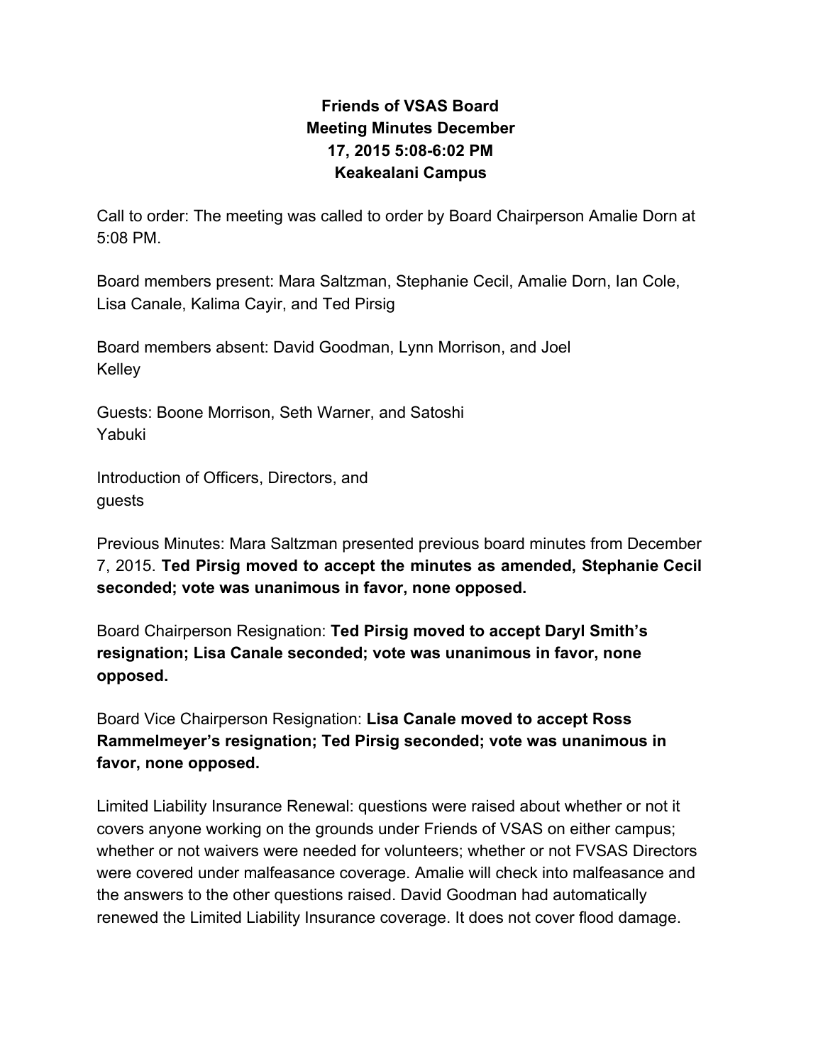# Friends of VSAS Board Meeting Minutes December 17, 2015 5:08-6:02 PM Keakealani Campus

Call to order: The meeting was called to order by Board Chairperson Amalie Dorn at 5:08 PM.

Board members present: Mara Saltzman, Stephanie Cecil, Amalie Dorn, Ian Cole, Lisa Canale, Kalima Cayir, and Ted Pirsig

Board members absent: David Goodman, Lynn Morrison, and Joel Kelley

Guests: Boone Morrison, Seth Warner, and Satoshi Yabuki

Introduction of Officers, Directors, and guests

Previous Minutes: Mara Saltzman presented previous board minutes from December 7, 2015. **Ted Pirsig moved to accept the minutes as amended, Stephanie Cecil seconded; vote was unanimous in favor, none opposed.**

Board Chairperson Resignation: **Ted Pirsig moved to accept Daryl Smith's resignation; Lisa Canale seconded; vote was unanimous in favor, none opposed.**

Board Vice Chairperson Resignation: **Lisa Canale moved to accept Ross Rammelmeyer's resignation; Ted Pirsig seconded; vote was unanimous in favor, none opposed.**

Limited Liability Insurance Renewal: questions were raised about whether or not it covers anyone working on the grounds under Friends of VSAS on either campus; whether or not waivers were needed for volunteers; whether or not FVSAS Directors were covered under malfeasance coverage. Amalie will check into malfeasance and the answers to the other questions raised. David Goodman had automatically renewed the Limited Liability Insurance coverage. It does not cover flood damage.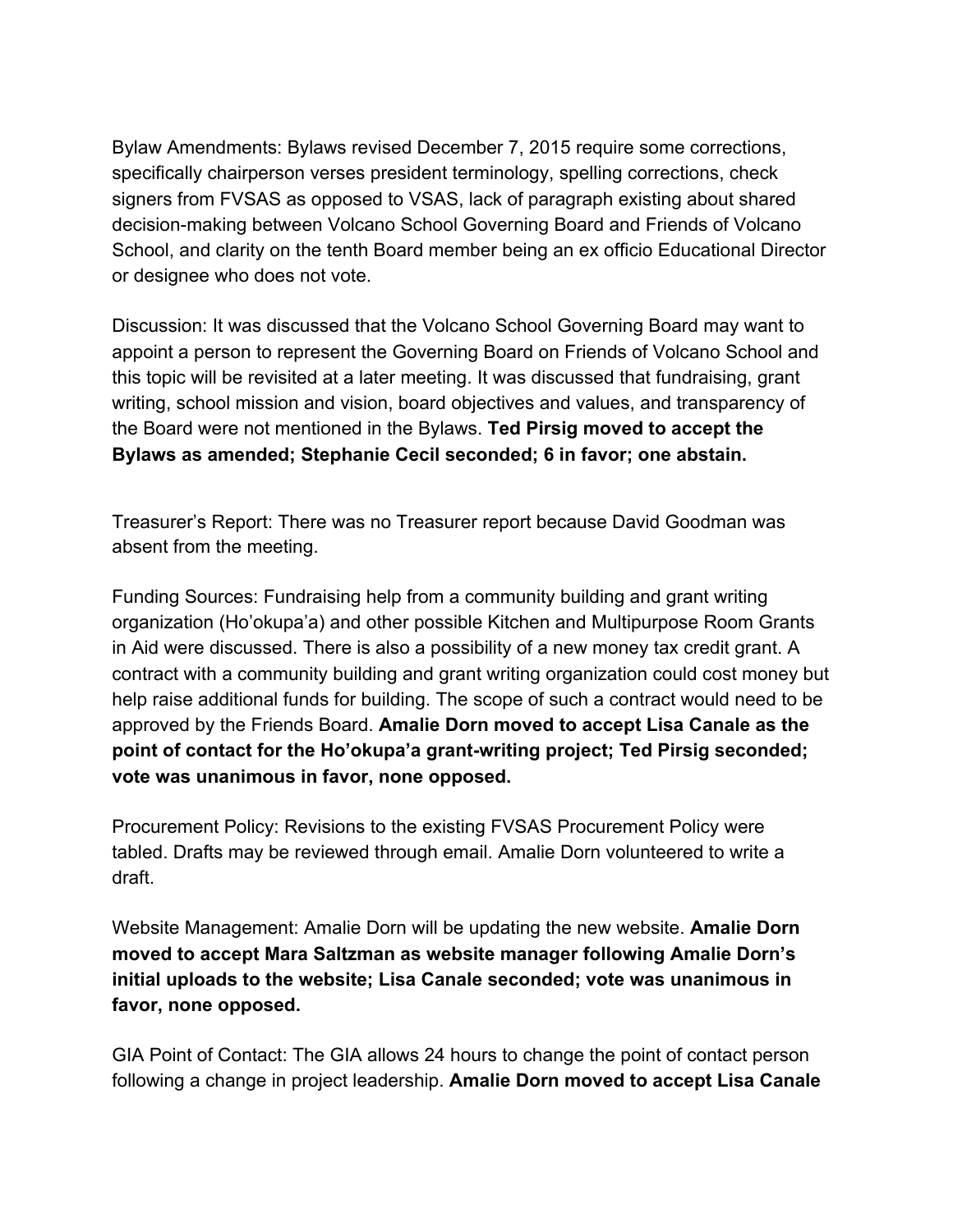Bylaw Amendments: Bylaws revised December 7, 2015 require some corrections, specifically chairperson verses president terminology, spelling corrections, check signers from FVSAS as opposed to VSAS, lack of paragraph existing about shared decision-making between Volcano School Governing Board and Friends of Volcano School, and clarity on the tenth Board member being an ex officio Educational Director or designee who does not vote.

Discussion: It was discussed that the Volcano School Governing Board may want to appoint a person to represent the Governing Board on Friends of Volcano School and this topic will be revisited at a later meeting. It was discussed that fundraising, grant writing, school mission and vision, board objectives and values, and transparency of the Board were not mentioned in the Bylaws. **Ted Pirsig moved to accept the Bylaws as amended; Stephanie Cecil seconded; 6 in favor; one abstain.**

Treasurer's Report: There was no Treasurer report because David Goodman was absent from the meeting.

Funding Sources: Fundraising help from a community building and grant writing organization (Ho'okupa'a) and other possible Kitchen and Multipurpose Room Grants in Aid were discussed. There is also a possibility of a new money tax credit grant. A contract with a community building and grant writing organization could cost money but help raise additional funds for building. The scope of such a contract would need to be approved by the Friends Board. **Amalie Dorn moved to accept Lisa Canale as the point of contact for the Ho'okupa'a grant-writing project; Ted Pirsig seconded; vote was unanimous in favor, none opposed.**

Procurement Policy: Revisions to the existing FVSAS Procurement Policy were tabled. Drafts may be reviewed through email. Amalie Dorn volunteered to write a draft.

Website Management: Amalie Dorn will be updating the new website. **Amalie Dorn moved to accept Mara Saltzman as website manager following Amalie Dorn's initial uploads to the website; Lisa Canale seconded; vote was unanimous in favor, none opposed.**

GIA Point of Contact: The GIA allows 24 hours to change the point of contact person following a change in project leadership. **Amalie Dorn moved to accept Lisa Canale**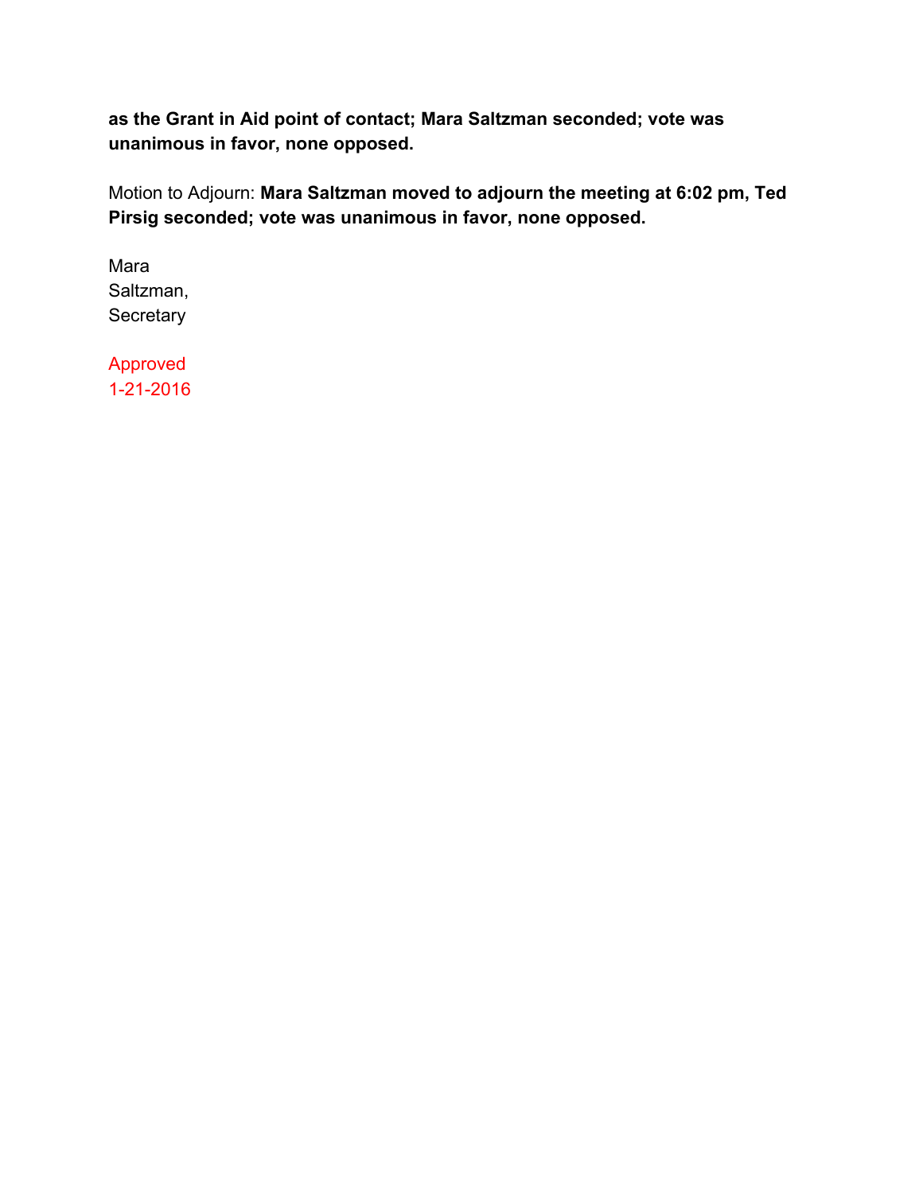**as the Grant in Aid point of contact; Mara Saltzman seconded; vote was unanimous in favor, none opposed.**

Motion to Adjourn: **Mara Saltzman moved to adjourn the meeting at 6:02 pm, Ted Pirsig seconded; vote was unanimous in favor, none opposed.**

Mara Saltzman, Secretary

Approved 1-21-2016